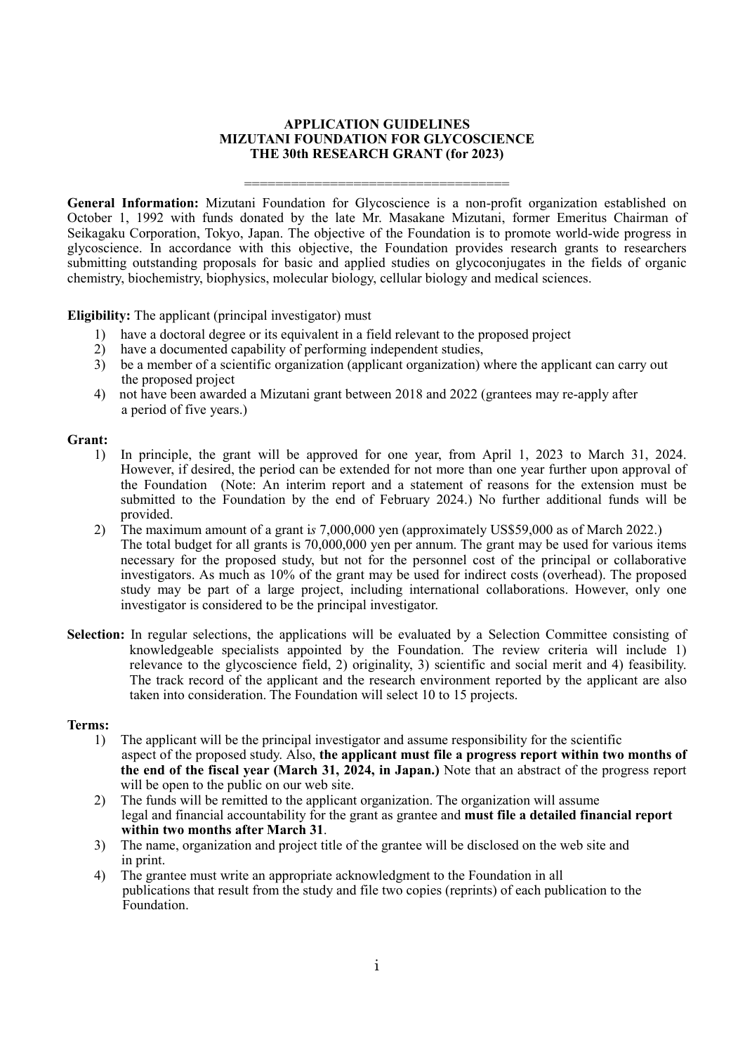# APPLICATION GUIDELINES
# MIZUTANI FOUNDATION FOR GLYCOSCIENCE
# THE 30th RESEARCH GRANT (for 2023)

===================================

**General Information:** Mizutani Foundation for Glycoscience is a non-profit organization established on October 1, 1992 with funds donated by the late Mr. Masakane Mizutani, former Emeritus Chairman of Seikagaku Corporation, Tokyo, Japan. The objective of the Foundation is to promote world-wide progress in glycoscience. In accordance with this objective, the Foundation provides research grants to researchers submitting outstanding proposals for basic and applied studies on glycoconjugates in the fields of organic chemistry, biochemistry, biophysics, molecular biology, cellular biology and medical sciences.

**Eligibility:** The applicant (principal investigator) must

1) have a doctoral degree or its equivalent in a field relevant to the proposed project
2) have a documented capability of performing independent studies,
3) be a member of a scientific organization (applicant organization) where the applicant can carry out the proposed project
4) not have been awarded a Mizutani grant between 2018 and 2022 (grantees may re-apply after a period of five years.)

**Grant:**

1) In principle, the grant will be approved for one year, from April 1, 2023 to March 31, 2024. However, if desired, the period can be extended for not more than one year further upon approval of the Foundation (Note: An interim report and a statement of reasons for the extension must be submitted to the Foundation by the end of February 2024.) No further additional funds will be provided.
2) The maximum amount of a grant i*s* 7,000,000 yen (approximately US$59,000 as of March 2022.) The total budget for all grants is 70,000,000 yen per annum. The grant may be used for various items necessary for the proposed study, but not for the personnel cost of the principal or collaborative investigators. As much as 10% of the grant may be used for indirect costs (overhead). The proposed study may be part of a large project, including international collaborations. However, only one investigator is considered to be the principal investigator.

**Selection:** In regular selections, the applications will be evaluated by a Selection Committee consisting of knowledgeable specialists appointed by the Foundation. The review criteria will include 1) relevance to the glycoscience field, 2) originality, 3) scientific and social merit and 4) feasibility. The track record of the applicant and the research environment reported by the applicant are also taken into consideration. The Foundation will select 10 to 15 projects.

**Terms:**

1) The applicant will be the principal investigator and assume responsibility for the scientific aspect of the proposed study. Also, **the applicant must file a progress report within two months of the end of the fiscal year (March 31, 2024, in Japan.)** Note that an abstract of the progress report will be open to the public on our web site.
2) The funds will be remitted to the applicant organization. The organization will assume legal and financial accountability for the grant as grantee and **must file a detailed financial report within two months after March 31**.
3) The name, organization and project title of the grantee will be disclosed on the web site and in print.
4) The grantee must write an appropriate acknowledgment to the Foundation in all publications that result from the study and file two copies (reprints) of each publication to the Foundation.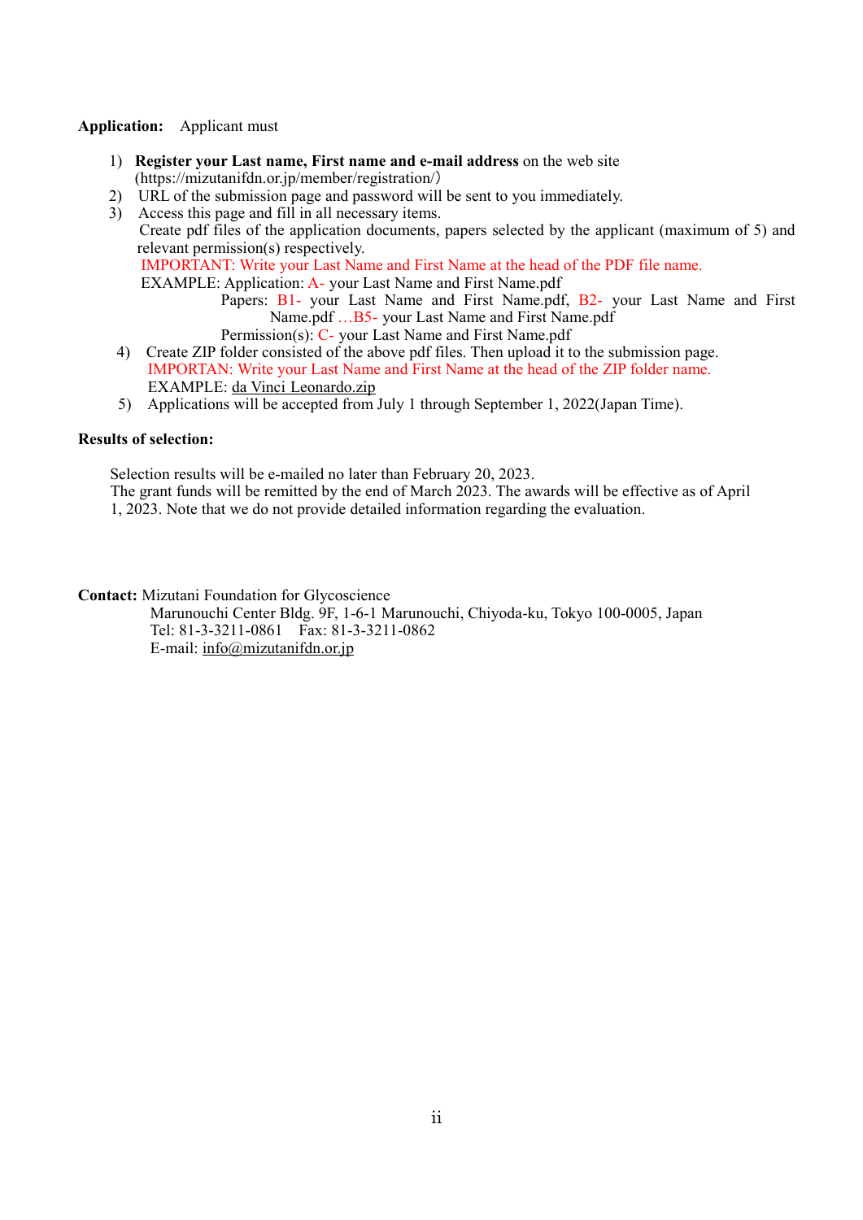**Application:** Applicant must

1) **Register your Last name, First name and e-mail address** on the web site (https://mizutanifdn.or.jp/member/registration/)
2) URL of the submission page and password will be sent to you immediately.
3) Access this page and fill in all necessary items.
   Create pdf files of the application documents, papers selected by the applicant (maximum of 5) and relevant permission(s) respectively.
   IMPORTANT: Write your Last Name and First Name at the head of the PDF file name.
   EXAMPLE: Application: A- your Last Name and First Name.pdf
   Papers: B1- your Last Name and First Name.pdf, B2- your Last Name and First Name.pdf …B5- your Last Name and First Name.pdf
   Permission(s): C- your Last Name and First Name.pdf
4) Create ZIP folder consisted of the above pdf files. Then upload it to the submission page.
   IMPORTAN: Write your Last Name and First Name at the head of the ZIP folder name.
   EXAMPLE: da Vinci Leonardo.zip
5) Applications will be accepted from July 1 through September 1, 2022(Japan Time).

**Results of selection:**

Selection results will be e-mailed no later than February 20, 2023.
The grant funds will be remitted by the end of March 2023. The awards will be effective as of April 1, 2023. Note that we do not provide detailed information regarding the evaluation.

**Contact:** Mizutani Foundation for Glycoscience
Marunouchi Center Bldg. 9F, 1-6-1 Marunouchi, Chiyoda-ku, Tokyo 100-0005, Japan
Tel: 81-3-3211-0861 Fax: 81-3-3211-0862
E-mail: info@mizutanifdn.or.jp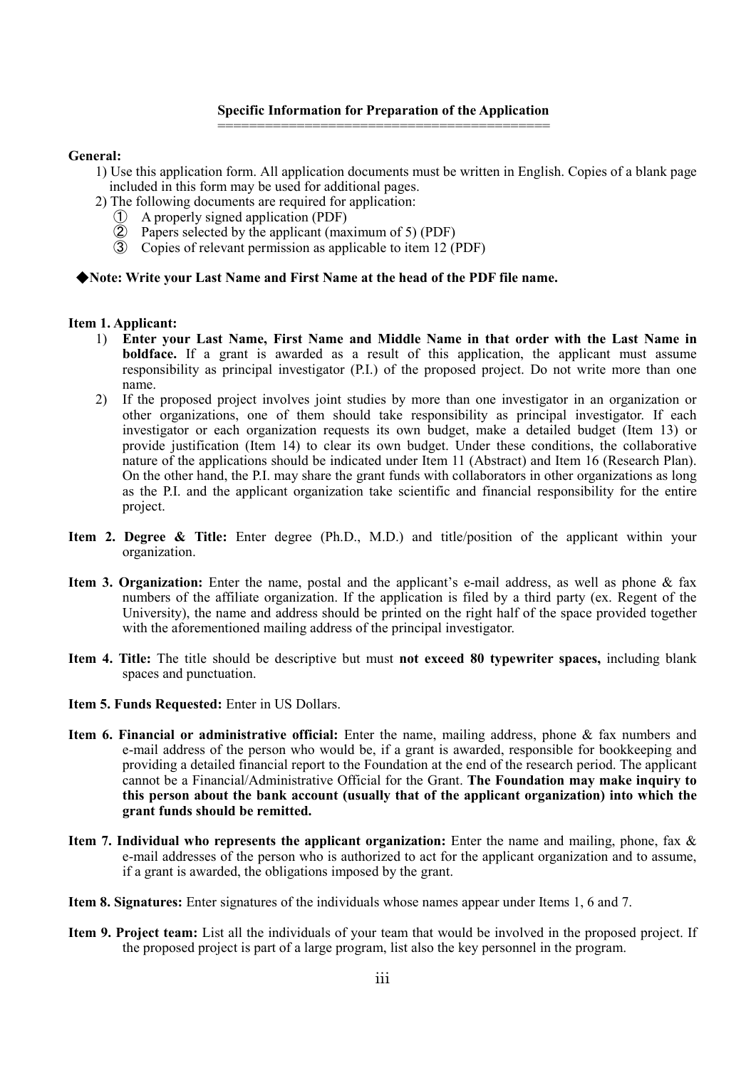## Specific Information for Preparation of the Application

**General:**

1) Use this application form. All application documents must be written in English. Copies of a blank page included in this form may be used for additional pages.
2) The following documents are required for application:
   ① A properly signed application (PDF)
   ② Papers selected by the applicant (maximum of 5) (PDF)
   ③ Copies of relevant permission as applicable to item 12 (PDF)

◆**Note: Write your Last Name and First Name at the head of the PDF file name.**

**Item 1. Applicant:**

1) **Enter your Last Name, First Name and Middle Name in that order with the Last Name in boldface.** If a grant is awarded as a result of this application, the applicant must assume responsibility as principal investigator (P.I.) of the proposed project. Do not write more than one name.
2) If the proposed project involves joint studies by more than one investigator in an organization or other organizations, one of them should take responsibility as principal investigator. If each investigator or each organization requests its own budget, make a detailed budget (Item 13) or provide justification (Item 14) to clear its own budget. Under these conditions, the collaborative nature of the applications should be indicated under Item 11 (Abstract) and Item 16 (Research Plan). On the other hand, the P.I. may share the grant funds with collaborators in other organizations as long as the P.I. and the applicant organization take scientific and financial responsibility for the entire project.

**Item 2. Degree & Title:** Enter degree (Ph.D., M.D.) and title/position of the applicant within your organization.

**Item 3. Organization:** Enter the name, postal and the applicant's e-mail address, as well as phone & fax numbers of the affiliate organization. If the application is filed by a third party (ex. Regent of the University), the name and address should be printed on the right half of the space provided together with the aforementioned mailing address of the principal investigator.

**Item 4. Title:** The title should be descriptive but must **not exceed 80 typewriter spaces,** including blank spaces and punctuation.

**Item 5. Funds Requested:** Enter in US Dollars.

**Item 6. Financial or administrative official:** Enter the name, mailing address, phone & fax numbers and e-mail address of the person who would be, if a grant is awarded, responsible for bookkeeping and providing a detailed financial report to the Foundation at the end of the research period. The applicant cannot be a Financial/Administrative Official for the Grant. **The Foundation may make inquiry to this person about the bank account (usually that of the applicant organization) into which the grant funds should be remitted.**

**Item 7. Individual who represents the applicant organization:** Enter the name and mailing, phone, fax & e-mail addresses of the person who is authorized to act for the applicant organization and to assume, if a grant is awarded, the obligations imposed by the grant.

**Item 8. Signatures:** Enter signatures of the individuals whose names appear under Items 1, 6 and 7.

**Item 9. Project team:** List all the individuals of your team that would be involved in the proposed project. If the proposed project is part of a large program, list also the key personnel in the program.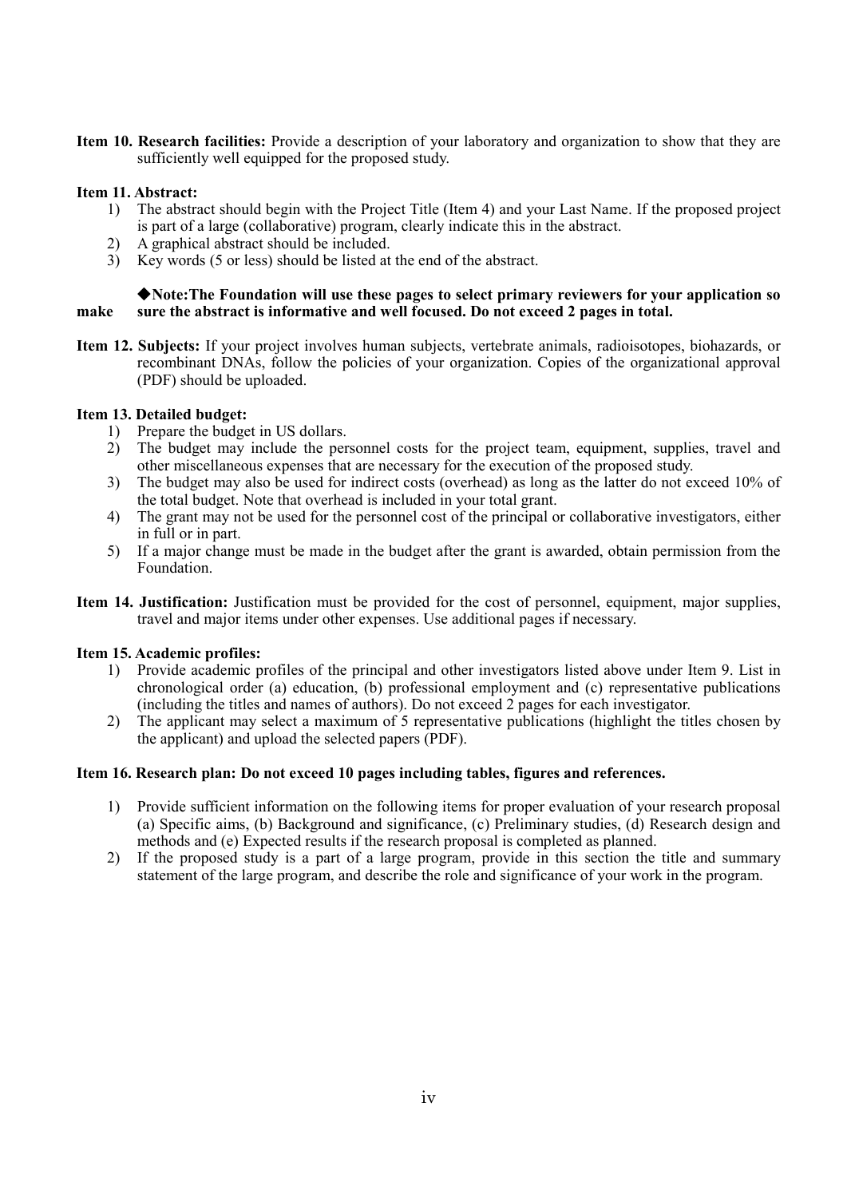**Item 10. Research facilities:** Provide a description of your laboratory and organization to show that they are sufficiently well equipped for the proposed study.

**Item 11. Abstract:**

1) The abstract should begin with the Project Title (Item 4) and your Last Name. If the proposed project is part of a large (collaborative) program, clearly indicate this in the abstract.
2) A graphical abstract should be included.
3) Key words (5 or less) should be listed at the end of the abstract.

**◆Note:The Foundation will use these pages to select primary reviewers for your application so make sure the abstract is informative and well focused. Do not exceed 2 pages in total.**

**Item 12. Subjects:** If your project involves human subjects, vertebrate animals, radioisotopes, biohazards, or recombinant DNAs, follow the policies of your organization. Copies of the organizational approval (PDF) should be uploaded.

**Item 13. Detailed budget:**

1) Prepare the budget in US dollars.
2) The budget may include the personnel costs for the project team, equipment, supplies, travel and other miscellaneous expenses that are necessary for the execution of the proposed study.
3) The budget may also be used for indirect costs (overhead) as long as the latter do not exceed 10% of the total budget. Note that overhead is included in your total grant.
4) The grant may not be used for the personnel cost of the principal or collaborative investigators, either in full or in part.
5) If a major change must be made in the budget after the grant is awarded, obtain permission from the Foundation.

**Item 14. Justification:** Justification must be provided for the cost of personnel, equipment, major supplies, travel and major items under other expenses. Use additional pages if necessary.

**Item 15. Academic profiles:**

1) Provide academic profiles of the principal and other investigators listed above under Item 9. List in chronological order (a) education, (b) professional employment and (c) representative publications (including the titles and names of authors). Do not exceed 2 pages for each investigator.
2) The applicant may select a maximum of 5 representative publications (highlight the titles chosen by the applicant) and upload the selected papers (PDF).

**Item 16. Research plan: Do not exceed 10 pages including tables, figures and references.**

1) Provide sufficient information on the following items for proper evaluation of your research proposal (a) Specific aims, (b) Background and significance, (c) Preliminary studies, (d) Research design and methods and (e) Expected results if the research proposal is completed as planned.
2) If the proposed study is a part of a large program, provide in this section the title and summary statement of the large program, and describe the role and significance of your work in the program.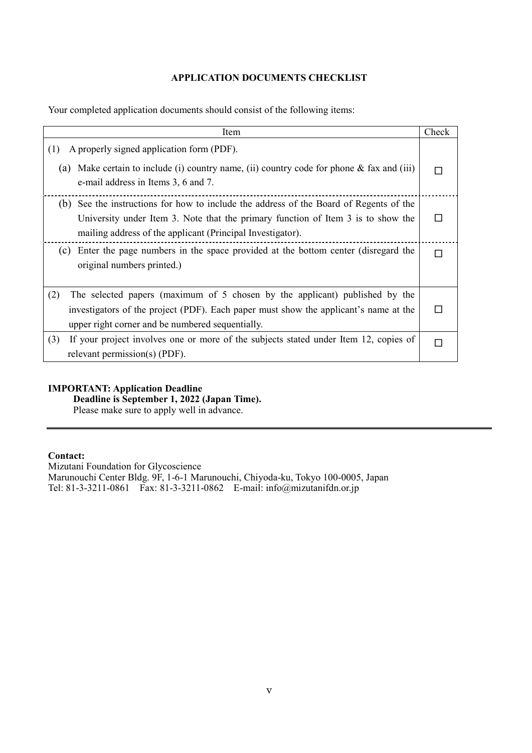## APPLICATION DOCUMENTS CHECKLIST

Your completed application documents should consist of the following items:

| Item | Check |
| --- | --- |
| (1) A properly signed application form (PDF). | |
| (a) Make certain to include (i) country name, (ii) country code for phone & fax and (iii) e-mail address in Items 3, 6 and 7. | ☐ |
| (b) See the instructions for how to include the address of the Board of Regents of the University under Item 3. Note that the primary function of Item 3 is to show the mailing address of the applicant (Principal Investigator). | ☐ |
| (c) Enter the page numbers in the space provided at the bottom center (disregard the original numbers printed.) | ☐ |
| (2) The selected papers (maximum of 5 chosen by the applicant) published by the investigators of the project (PDF). Each paper must show the applicant's name at the upper right corner and be numbered sequentially. | ☐ |
| (3) If your project involves one or more of the subjects stated under Item 12, copies of relevant permission(s) (PDF). | ☐ |

**IMPORTANT: Application Deadline**

**Deadline is September 1, 2022 (Japan Time).**

Please make sure to apply well in advance.

---

**Contact:**

Mizutani Foundation for Glycoscience
Marunouchi Center Bldg. 9F, 1-6-1 Marunouchi, Chiyoda-ku, Tokyo 100-0005, Japan
Tel: 81-3-3211-0861 Fax: 81-3-3211-0862 E-mail: info@mizutanifdn.or.jp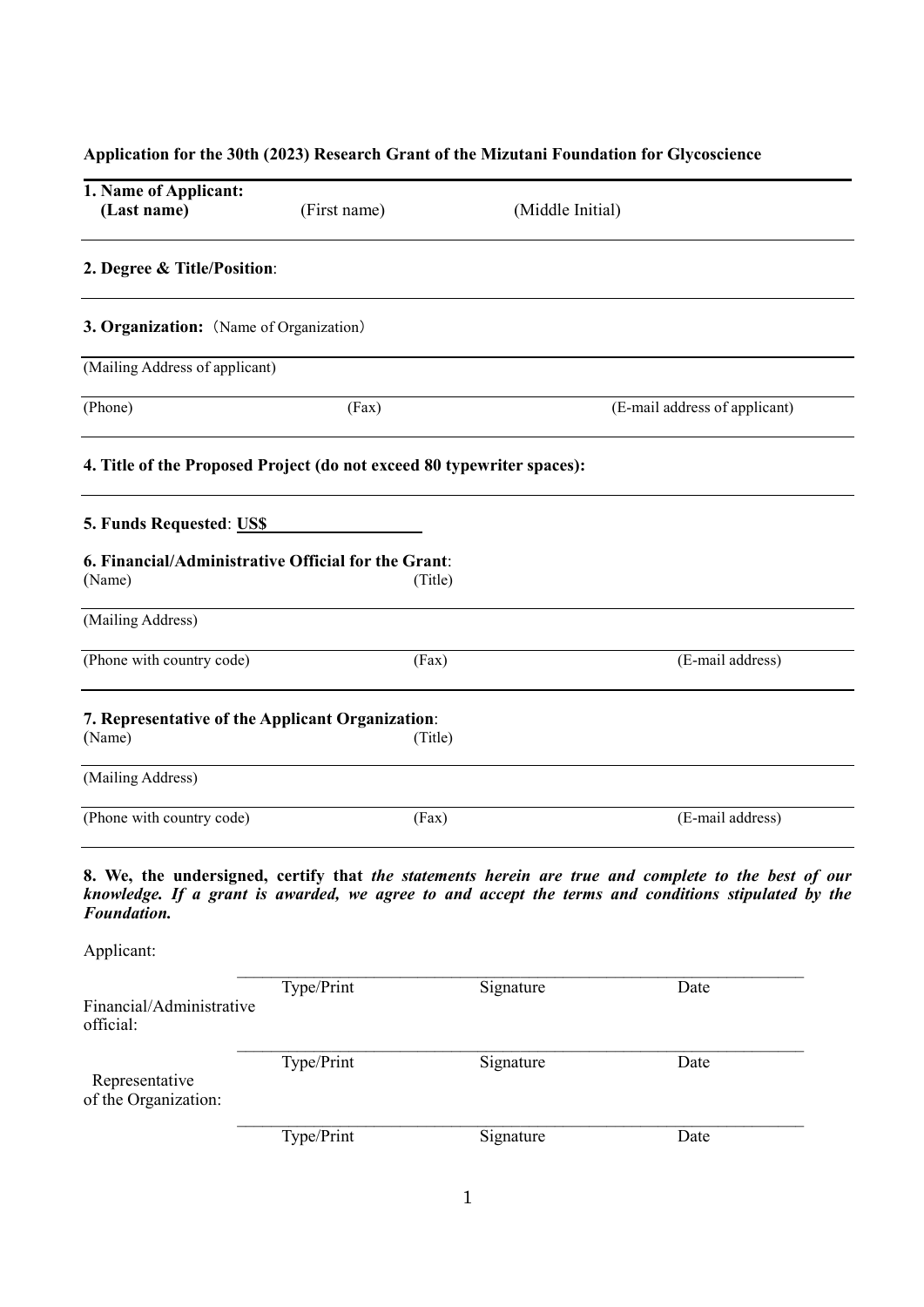**Application for the 30th (2023) Research Grant of the Mizutani Foundation for Glycoscience**

**1. Name of Applicant:**
**(Last name)** (First name) (Middle Initial)

**2. Degree & Title/Position**:

**3. Organization:** （Name of Organization）

(Mailing Address of applicant)

(Phone) (Fax) (E-mail address of applicant)

**4. Title of the Proposed Project (do not exceed 80 typewriter spaces):**

**5. Funds Requested**: **US$** ____________________

**6. Financial/Administrative Official for the Grant**:
(Name) (Title)

(Mailing Address)

(Phone with country code) (Fax) (E-mail address)

**7. Representative of the Applicant Organization**:
(Name) (Title)

(Mailing Address)

(Phone with country code) (Fax) (E-mail address)

**8. We, the undersigned, certify that** ***the statements herein are true and complete to the best of our knowledge. If a grant is awarded, we agree to and accept the terms and conditions stipulated by the Foundation.***

Applicant:

| | Type/Print | Signature | Date |
|---|---|---|---|

Financial/Administrative official:

| | Type/Print | Signature | Date |
|---|---|---|---|

Representative of the Organization:

| | Type/Print | Signature | Date |
|---|---|---|---|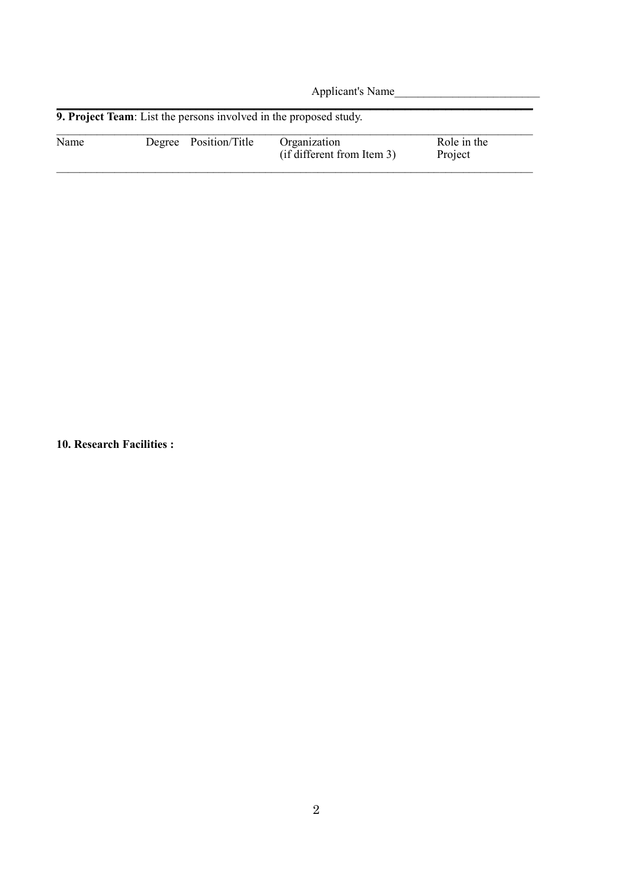Applicant's Name_________________________

**9. Project Team**: List the persons involved in the proposed study.

| Name | Degree | Position/Title | Organization (if different from Item 3) | Role in the Project |
|---|---|---|---|---|
| | | | | |

**10. Research Facilities :**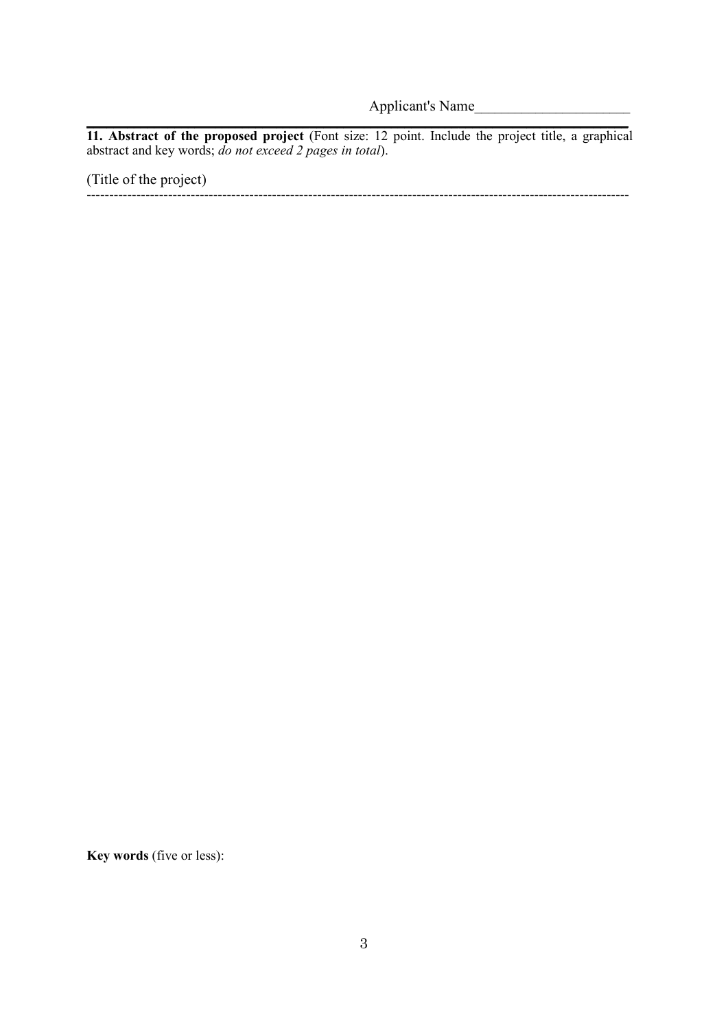Applicant's Name_____________________

**11. Abstract of the proposed project** (Font size: 12 point. Include the project title, a graphical abstract and key words; *do not exceed 2 pages in total*).

(Title of the project)

---

**Key words** (five or less):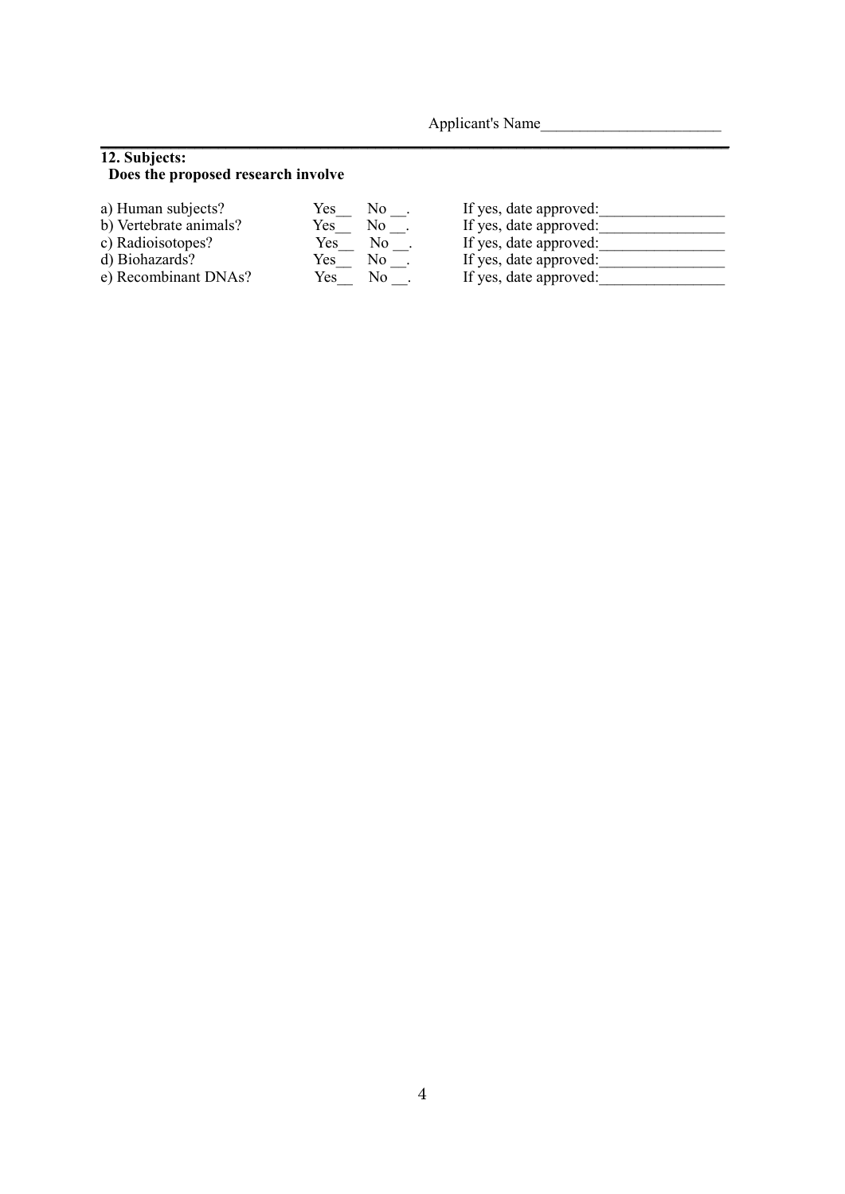Applicant's Name_______________________

**12. Subjects:**
**Does the proposed research involve**

a) Human subjects? Yes__ No __. If yes, date approved:________________
b) Vertebrate animals? Yes__ No __. If yes, date approved:________________
c) Radioisotopes? Yes__ No __. If yes, date approved:________________
d) Biohazards? Yes__ No __. If yes, date approved:________________
e) Recombinant DNAs? Yes__ No __. If yes, date approved:________________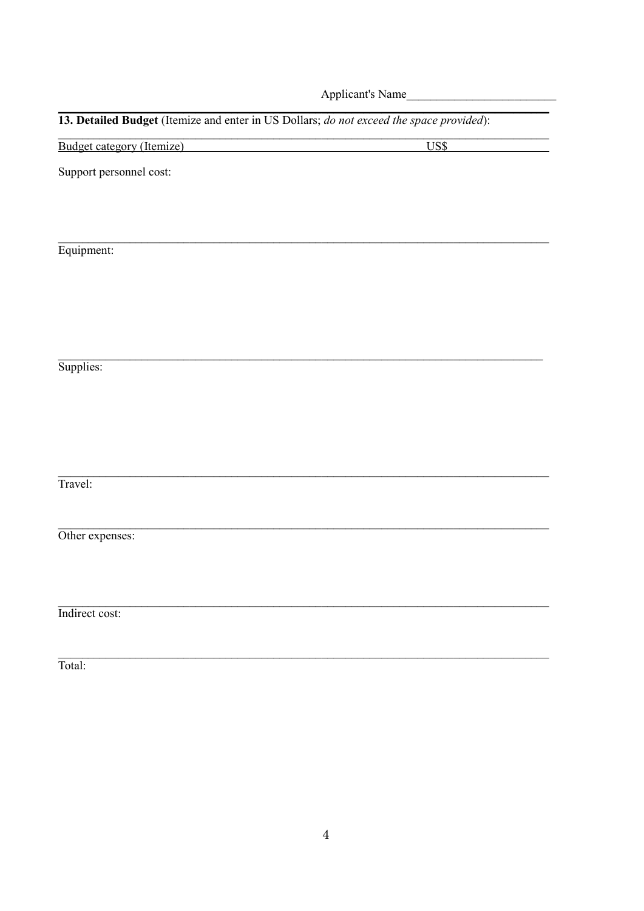Applicant's Name________________________

**13. Detailed Budget** (Itemize and enter in US Dollars; *do not exceed the space provided*):

| Budget category (Itemize) | US$ |
|---|---|
| Support personnel cost: | |
| Equipment: | |
| Supplies: | |
| Travel: | |
| Other expenses: | |
| Indirect cost: | |
| Total: | |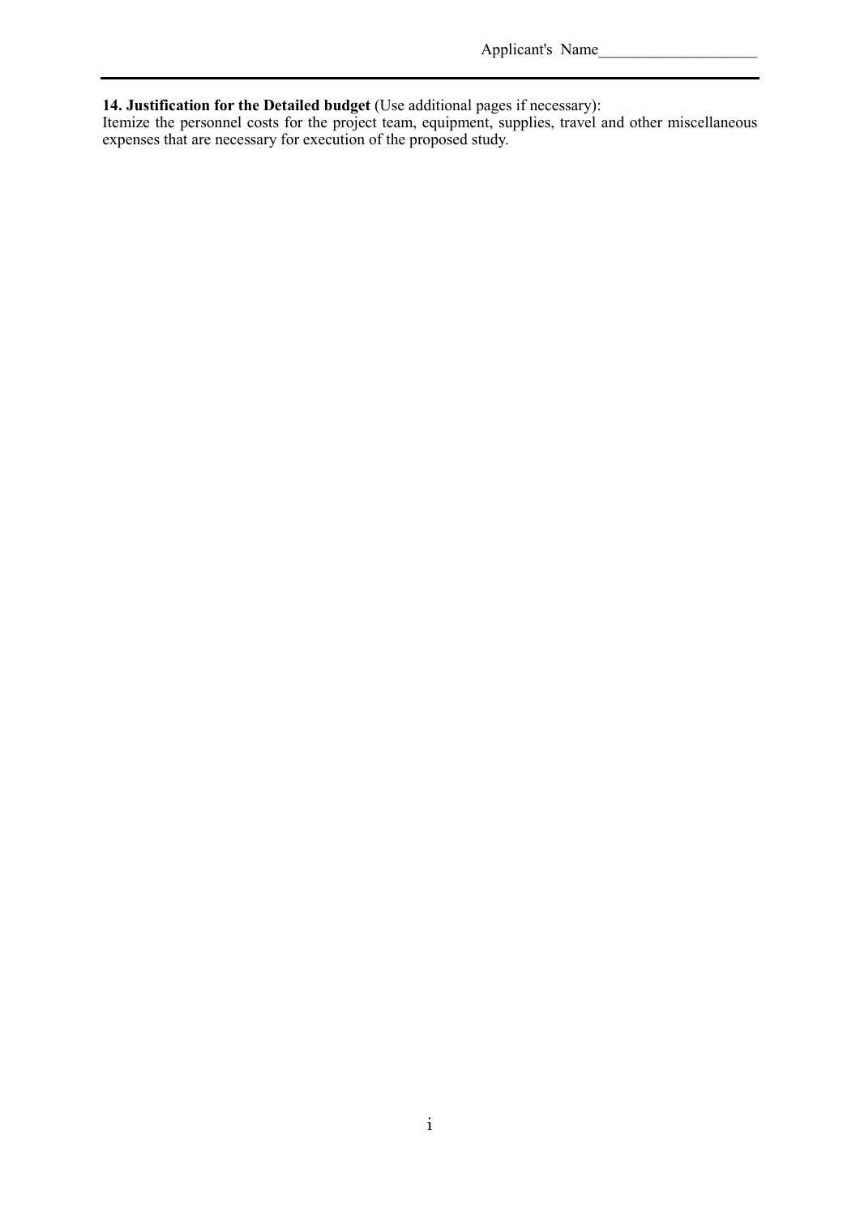Applicant's Name____________________

**14. Justification for the Detailed budget** (Use additional pages if necessary):
Itemize the personnel costs for the project team, equipment, supplies, travel and other miscellaneous expenses that are necessary for execution of the proposed study.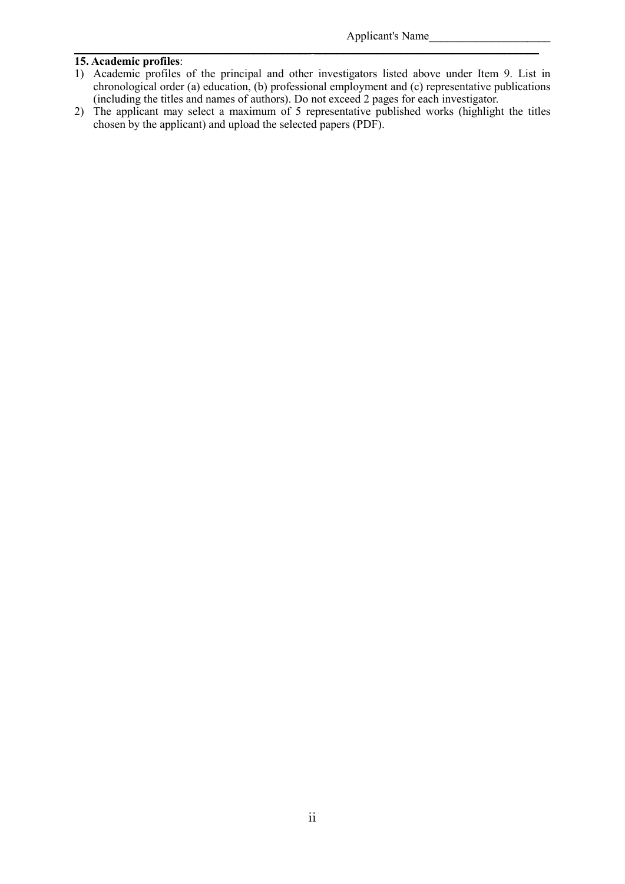Applicant's Name_____________________

**15. Academic profiles**:

1) Academic profiles of the principal and other investigators listed above under Item 9. List in chronological order (a) education, (b) professional employment and (c) representative publications (including the titles and names of authors). Do not exceed 2 pages for each investigator.
2) The applicant may select a maximum of 5 representative published works (highlight the titles chosen by the applicant) and upload the selected papers (PDF).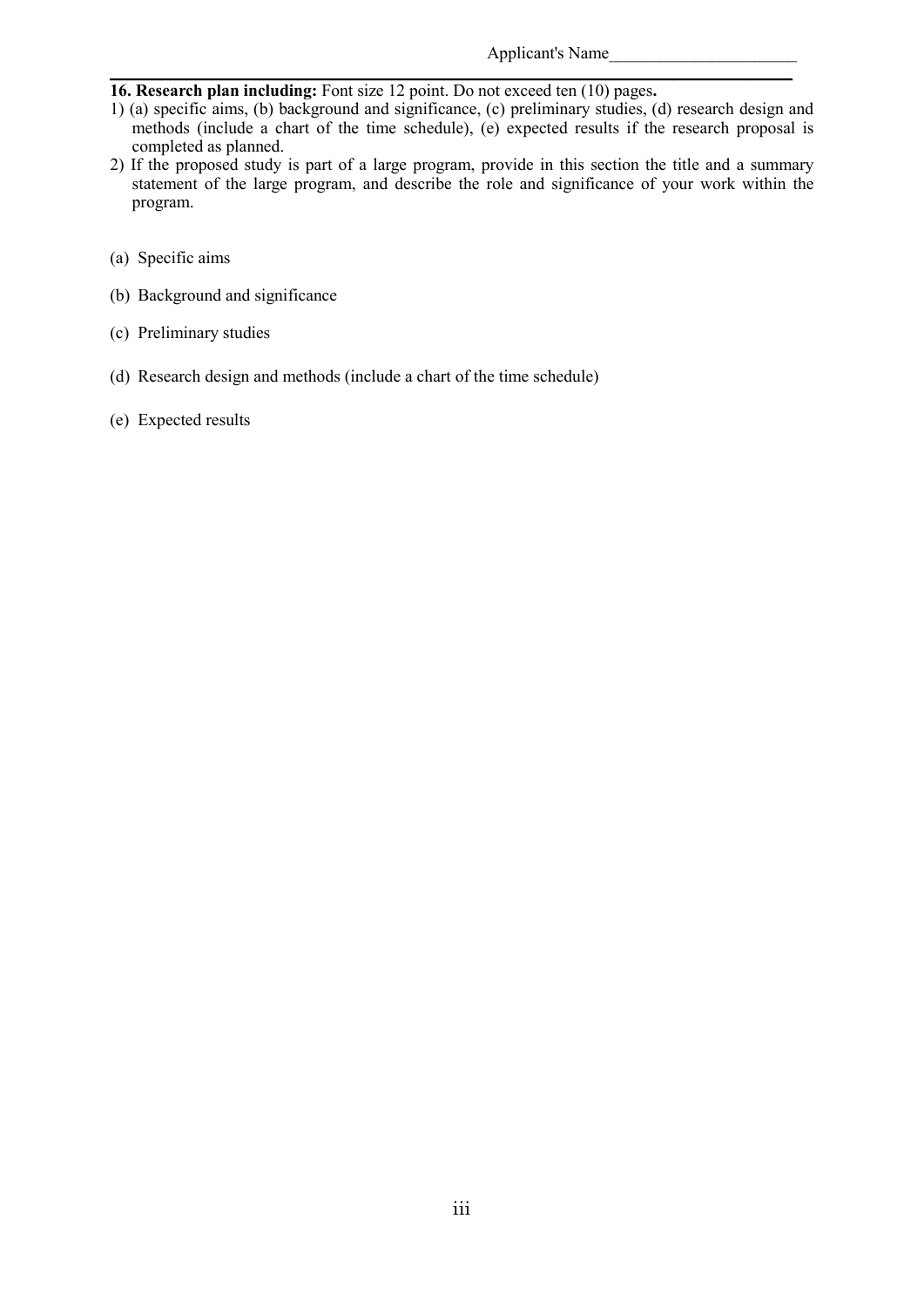Applicant's Name______________________

**16. Research plan including:** Font size 12 point. Do not exceed ten (10) pages**.**

1) (a) specific aims, (b) background and significance, (c) preliminary studies, (d) research design and methods (include a chart of the time schedule), (e) expected results if the research proposal is completed as planned.
2) If the proposed study is part of a large program, provide in this section the title and a summary statement of the large program, and describe the role and significance of your work within the program.

(a) Specific aims

(b) Background and significance

(c) Preliminary studies

(d) Research design and methods (include a chart of the time schedule)

(e) Expected results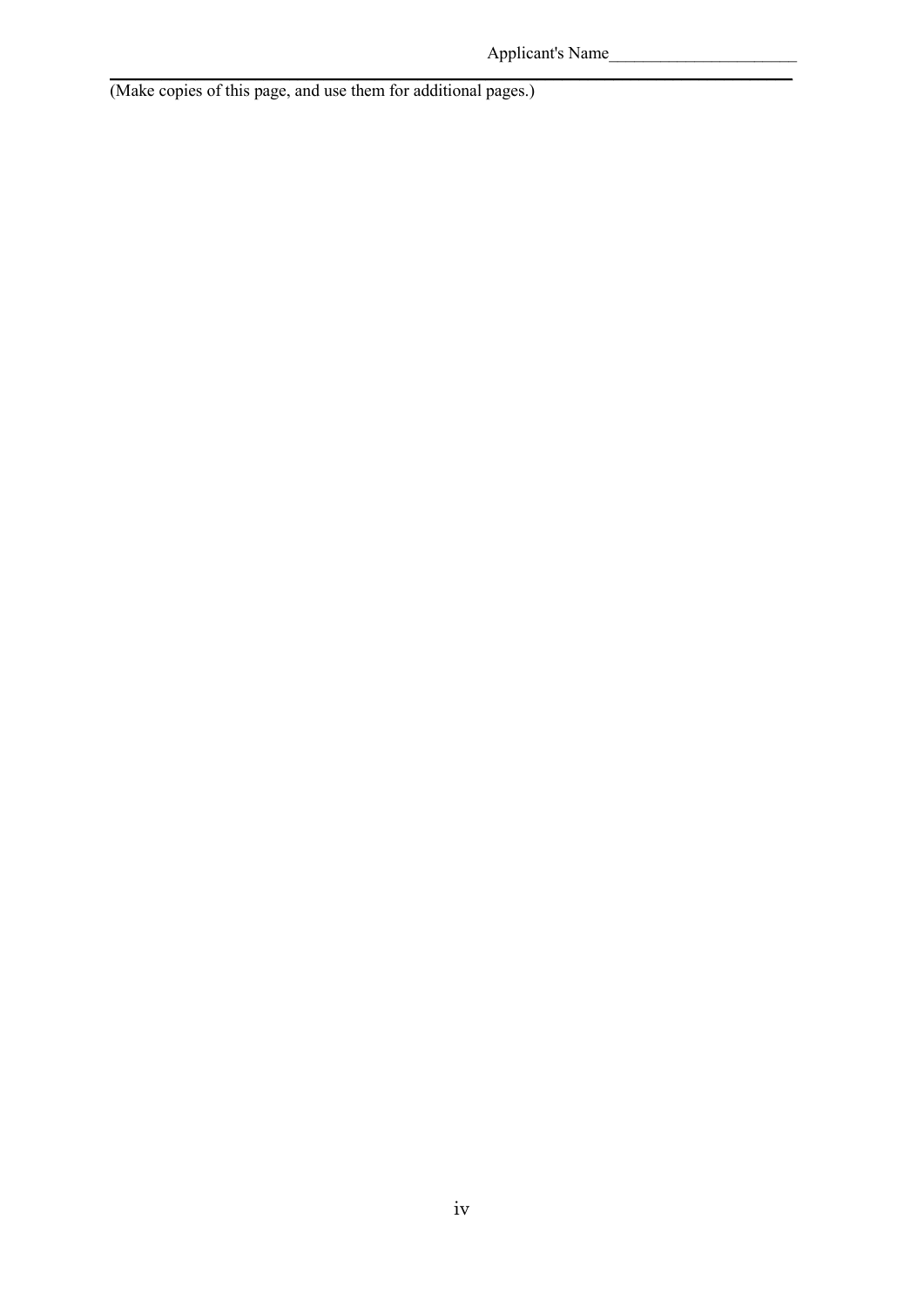Applicant's Name______________________

(Make copies of this page, and use them for additional pages.)